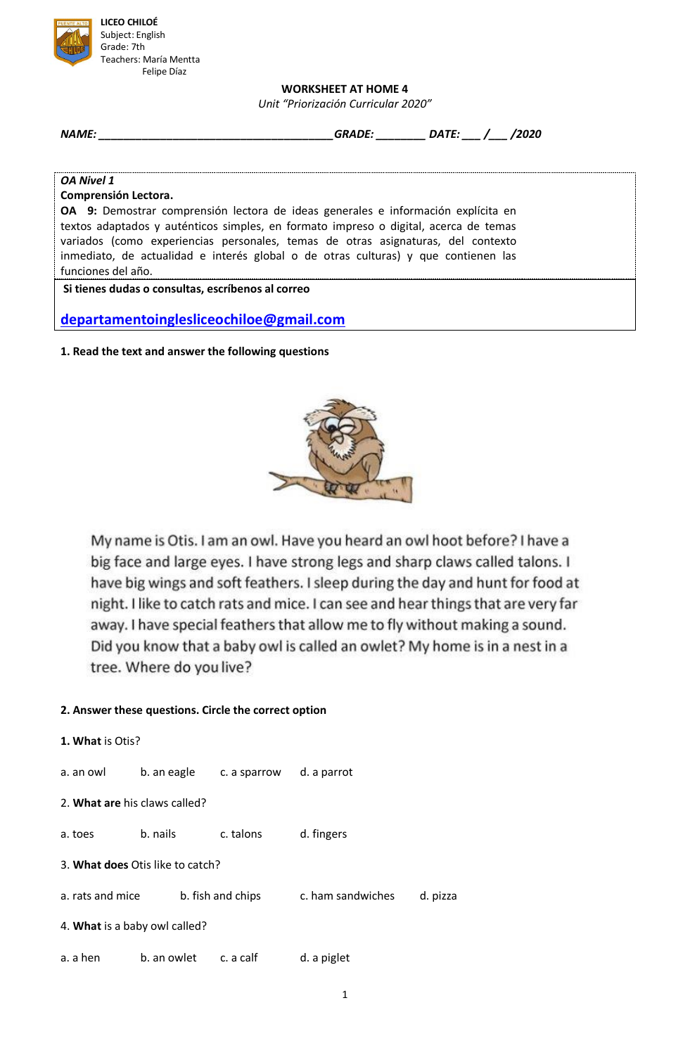**LICEO CHILOÉ**
Subject: English
Grade: 7th
Teachers: María Mentta
Felipe Díaz

# WORKSHEET AT HOME 4

*Unit "Priorización Curricular 2020"*

***NAME:** ______________________________________ **GRADE:** ________ **DATE:** ___ /___ /2020*

***OA Nivel 1***
**Comprensión Lectora.**
**OA 9:** Demostrar comprensión lectora de ideas generales e información explícita en textos adaptados y auténticos simples, en formato impreso o digital, acerca de temas variados (como experiencias personales, temas de otras asignaturas, del contexto inmediato, de actualidad e interés global o de otras culturas) y que contienen las funciones del año.

**Si tienes dudas o consultas, escríbenos al correo**

**departamentoinglesliceochiloe@gmail.com**

**1. Read the text and answer the following questions**

My name is Otis. I am an owl. Have you heard an owl hoot before? I have a big face and large eyes. I have strong legs and sharp claws called talons. I have big wings and soft feathers. I sleep during the day and hunt for food at night. I like to catch rats and mice. I can see and hear things that are very far away. I have special feathers that allow me to fly without making a sound. Did you know that a baby owl is called an owlet? My home is in a nest in a tree. Where do you live?

**2. Answer these questions. Circle the correct option**

**1. What** is Otis?

a. an owl    b. an eagle    c. a sparrow    d. a parrot

2. **What are** his claws called?

a. toes    b. nails    c. talons    d. fingers

3. **What does** Otis like to catch?

a. rats and mice    b. fish and chips    c. ham sandwiches    d. pizza

4. **What** is a baby owl called?

a. a hen    b. an owlet    c. a calf    d. a piglet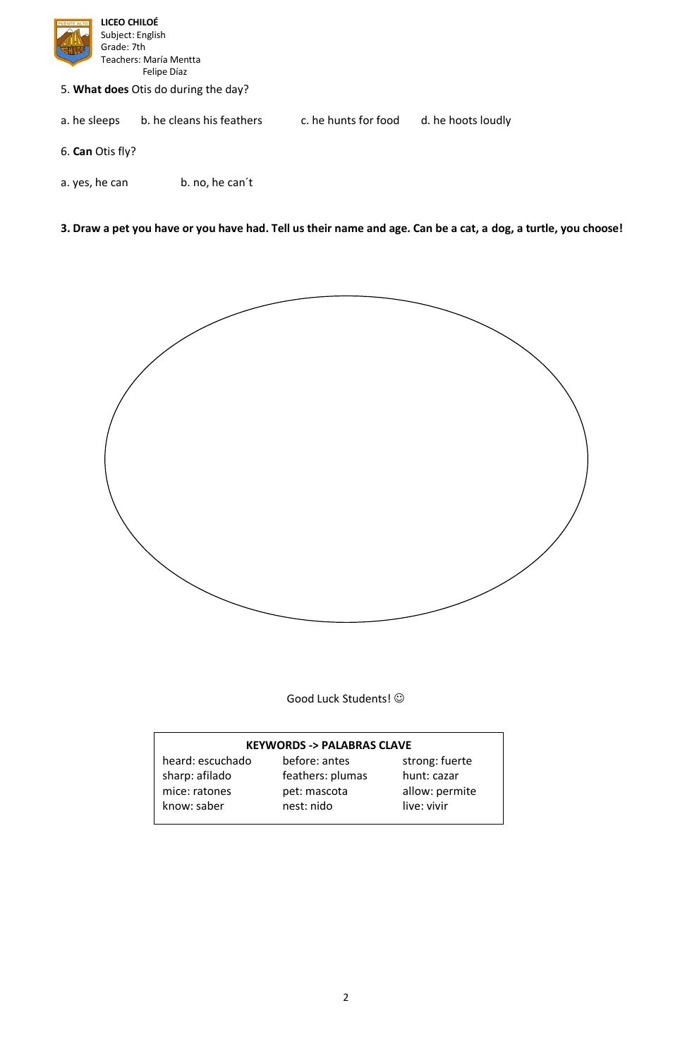5. **What does** Otis do during the day?

a. he sleeps b. he cleans his feathers c. he hunts for food d. he hoots loudly

6. **Can** Otis fly?

a. yes, he can b. no, he can´t

**3. Draw a pet you have or you have had. Tell us their name and age. Can be a cat, a dog, a turtle, you choose!**

Good Luck Students! ☺

| KEYWORDS -> PALABRAS CLAVE | | |
|---|---|---|
| heard: escuchado | before: antes | strong: fuerte |
| sharp: afilado | feathers: plumas | hunt: cazar |
| mice: ratones | pet: mascota | allow: permite |
| know: saber | nest: nido | live: vivir |